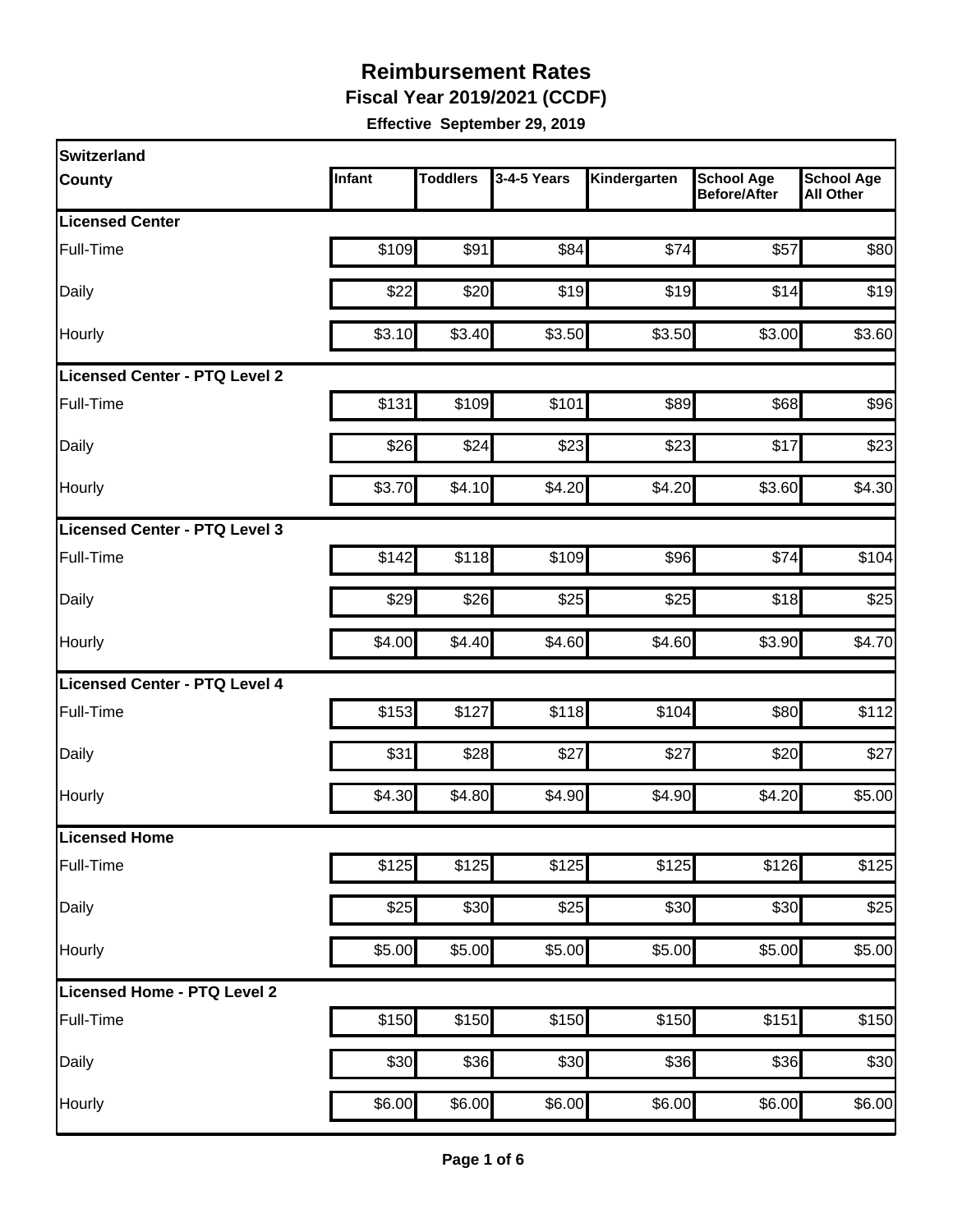# Reimbursement Rates

**Fiscal Year 2019/2021 (CCDF)**

**Effective September 29, 2019**

| Switzerland County | Infant | Toddlers | 3-4-5 Years | Kindergarten | School Age Before/After | School Age All Other |
|---|---|---|---|---|---|---|
| **Licensed Center** | | | | | | |
| Full-Time | $109 | $91 | $84 | $74 | $57 | $80 |
| Daily | $22 | $20 | $19 | $19 | $14 | $19 |
| Hourly | $3.10 | $3.40 | $3.50 | $3.50 | $3.00 | $3.60 |
| **Licensed Center - PTQ Level 2** | | | | | | |
| Full-Time | $131 | $109 | $101 | $89 | $68 | $96 |
| Daily | $26 | $24 | $23 | $23 | $17 | $23 |
| Hourly | $3.70 | $4.10 | $4.20 | $4.20 | $3.60 | $4.30 |
| **Licensed Center - PTQ Level 3** | | | | | | |
| Full-Time | $142 | $118 | $109 | $96 | $74 | $104 |
| Daily | $29 | $26 | $25 | $25 | $18 | $25 |
| Hourly | $4.00 | $4.40 | $4.60 | $4.60 | $3.90 | $4.70 |
| **Licensed Center - PTQ Level 4** | | | | | | |
| Full-Time | $153 | $127 | $118 | $104 | $80 | $112 |
| Daily | $31 | $28 | $27 | $27 | $20 | $27 |
| Hourly | $4.30 | $4.80 | $4.90 | $4.90 | $4.20 | $5.00 |
| **Licensed Home** | | | | | | |
| Full-Time | $125 | $125 | $125 | $125 | $126 | $125 |
| Daily | $25 | $30 | $25 | $30 | $30 | $25 |
| Hourly | $5.00 | $5.00 | $5.00 | $5.00 | $5.00 | $5.00 |
| **Licensed Home - PTQ Level 2** | | | | | | |
| Full-Time | $150 | $150 | $150 | $150 | $151 | $150 |
| Daily | $30 | $36 | $30 | $36 | $36 | $30 |
| Hourly | $6.00 | $6.00 | $6.00 | $6.00 | $6.00 | $6.00 |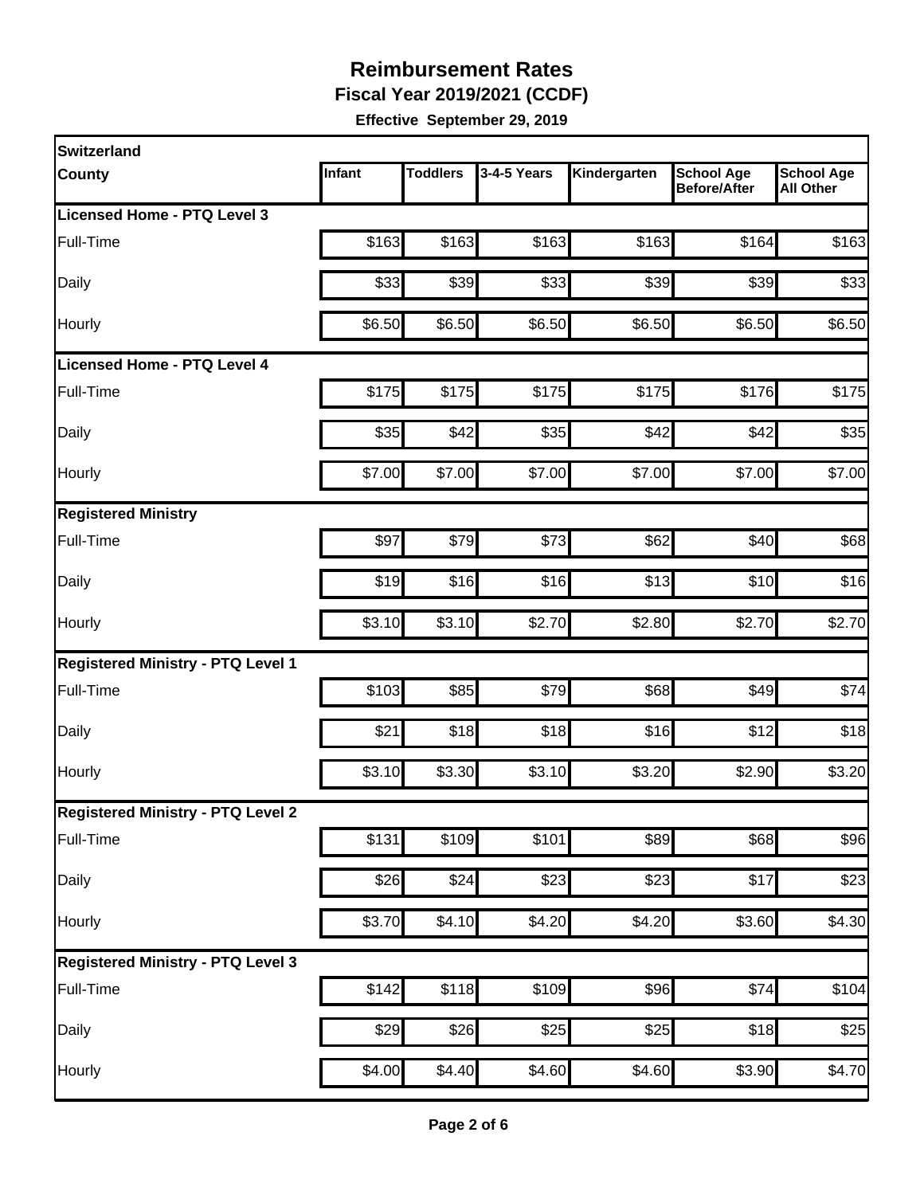# Reimbursement Rates

**Fiscal Year 2019/2021 (CCDF)**

**Effective September 29, 2019**

| Switzerland County | Infant | Toddlers | 3-4-5 Years | Kindergarten | School Age Before/After | School Age All Other |
|---|---|---|---|---|---|---|
| **Licensed Home - PTQ Level 3** | | | | | | |
| Full-Time | $163 | $163 | $163 | $163 | $164 | $163 |
| Daily | $33 | $39 | $33 | $39 | $39 | $33 |
| Hourly | $6.50 | $6.50 | $6.50 | $6.50 | $6.50 | $6.50 |
| **Licensed Home - PTQ Level 4** | | | | | | |
| Full-Time | $175 | $175 | $175 | $175 | $176 | $175 |
| Daily | $35 | $42 | $35 | $42 | $42 | $35 |
| Hourly | $7.00 | $7.00 | $7.00 | $7.00 | $7.00 | $7.00 |
| **Registered Ministry** | | | | | | |
| Full-Time | $97 | $79 | $73 | $62 | $40 | $68 |
| Daily | $19 | $16 | $16 | $13 | $10 | $16 |
| Hourly | $3.10 | $3.10 | $2.70 | $2.80 | $2.70 | $2.70 |
| **Registered Ministry - PTQ Level 1** | | | | | | |
| Full-Time | $103 | $85 | $79 | $68 | $49 | $74 |
| Daily | $21 | $18 | $18 | $16 | $12 | $18 |
| Hourly | $3.10 | $3.30 | $3.10 | $3.20 | $2.90 | $3.20 |
| **Registered Ministry - PTQ Level 2** | | | | | | |
| Full-Time | $131 | $109 | $101 | $89 | $68 | $96 |
| Daily | $26 | $24 | $23 | $23 | $17 | $23 |
| Hourly | $3.70 | $4.10 | $4.20 | $4.20 | $3.60 | $4.30 |
| **Registered Ministry - PTQ Level 3** | | | | | | |
| Full-Time | $142 | $118 | $109 | $96 | $74 | $104 |
| Daily | $29 | $26 | $25 | $25 | $18 | $25 |
| Hourly | $4.00 | $4.40 | $4.60 | $4.60 | $3.90 | $4.70 |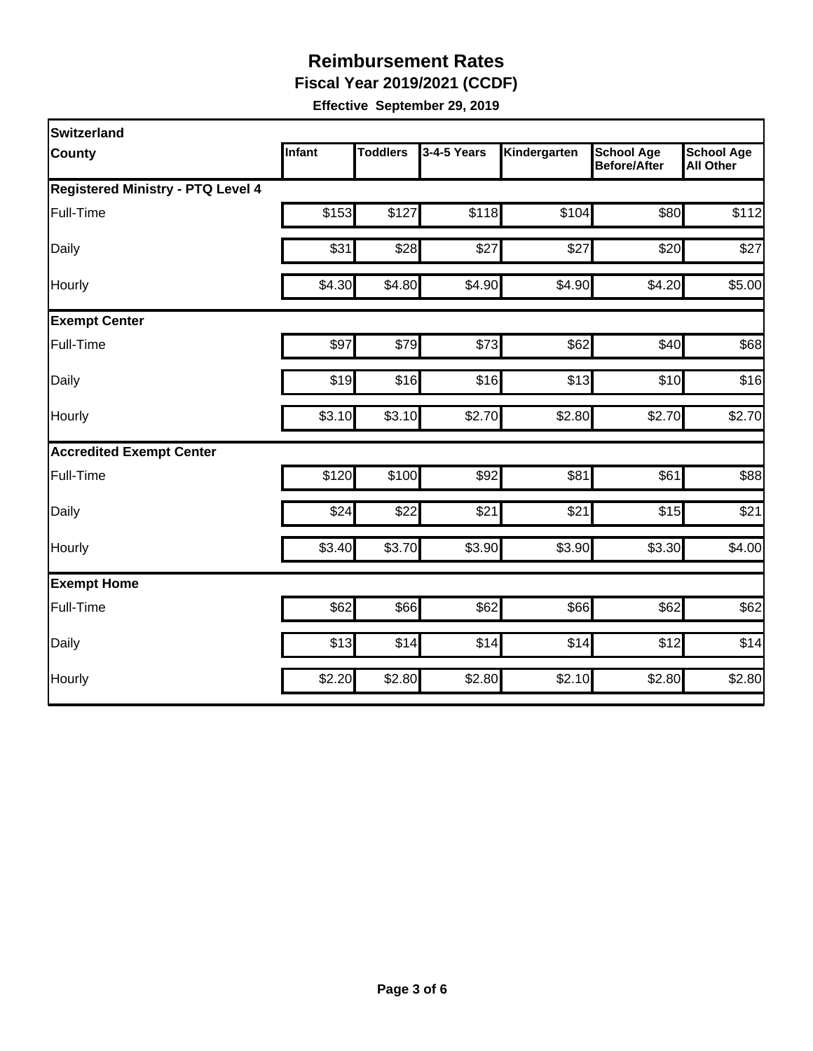# Reimbursement Rates

**Fiscal Year 2019/2021 (CCDF)**

**Effective September 29, 2019**

| Switzerland County | Infant | Toddlers | 3-4-5 Years | Kindergarten | School Age Before/After | School Age All Other |
|---|---|---|---|---|---|---|
| **Registered Ministry - PTQ Level 4** | | | | | | |
| Full-Time | $153 | $127 | $118 | $104 | $80 | $112 |
| Daily | $31 | $28 | $27 | $27 | $20 | $27 |
| Hourly | $4.30 | $4.80 | $4.90 | $4.90 | $4.20 | $5.00 |
| **Exempt Center** | | | | | | |
| Full-Time | $97 | $79 | $73 | $62 | $40 | $68 |
| Daily | $19 | $16 | $16 | $13 | $10 | $16 |
| Hourly | $3.10 | $3.10 | $2.70 | $2.80 | $2.70 | $2.70 |
| **Accredited Exempt Center** | | | | | | |
| Full-Time | $120 | $100 | $92 | $81 | $61 | $88 |
| Daily | $24 | $22 | $21 | $21 | $15 | $21 |
| Hourly | $3.40 | $3.70 | $3.90 | $3.90 | $3.30 | $4.00 |
| **Exempt Home** | | | | | | |
| Full-Time | $62 | $66 | $62 | $66 | $62 | $62 |
| Daily | $13 | $14 | $14 | $14 | $12 | $14 |
| Hourly | $2.20 | $2.80 | $2.80 | $2.10 | $2.80 | $2.80 |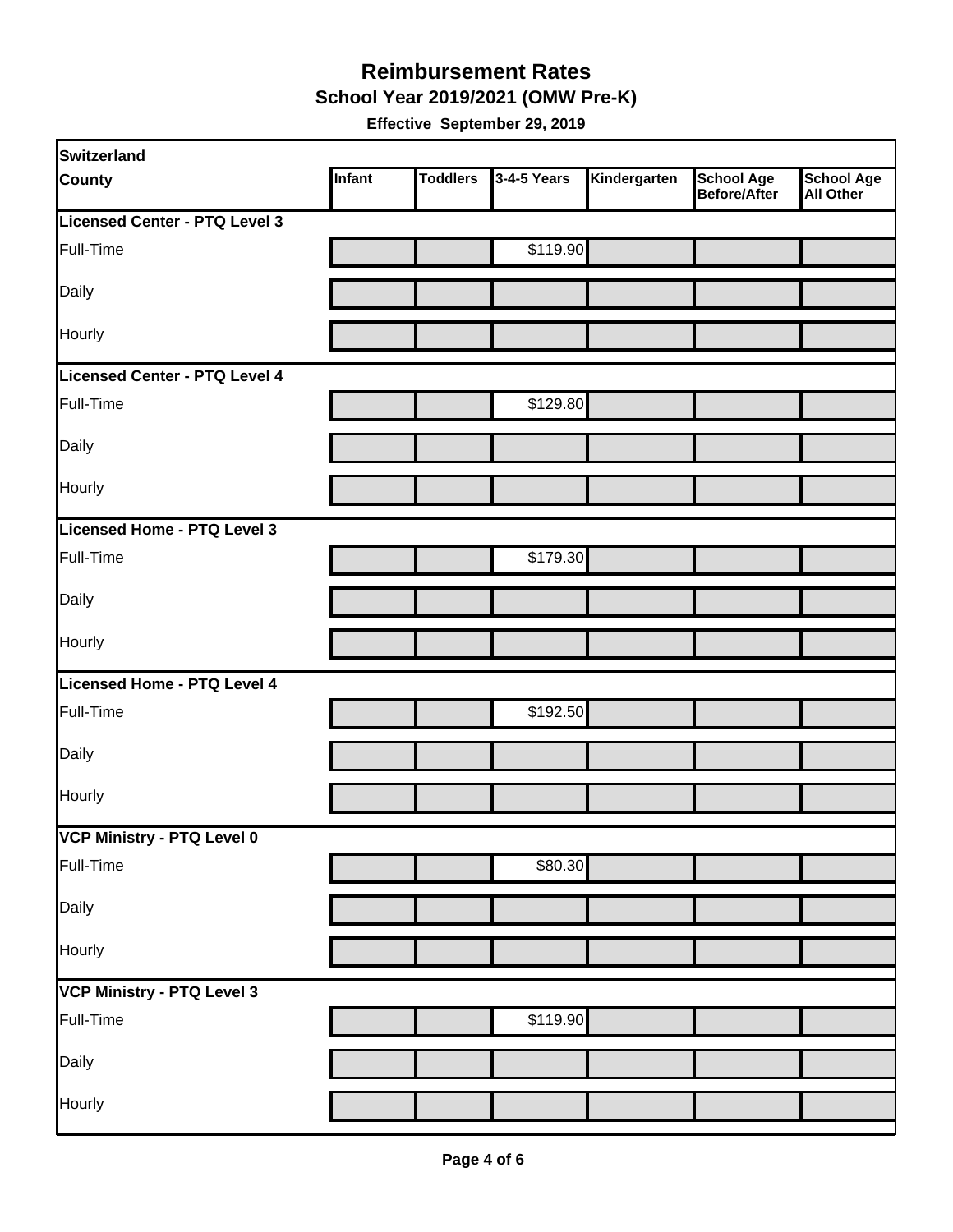# Reimbursement Rates

## School Year 2019/2021 (OMW Pre-K)

**Effective September 29, 2019**

| Switzerland County | Infant | Toddlers | 3-4-5 Years | Kindergarten | School Age Before/After | School Age All Other |
|---|---|---|---|---|---|---|
| **Licensed Center - PTQ Level 3** | | | | | | |
| Full-Time | | | $119.90 | | | |
| Daily | | | | | | |
| Hourly | | | | | | |
| **Licensed Center - PTQ Level 4** | | | | | | |
| Full-Time | | | $129.80 | | | |
| Daily | | | | | | |
| Hourly | | | | | | |
| **Licensed Home - PTQ Level 3** | | | | | | |
| Full-Time | | | $179.30 | | | |
| Daily | | | | | | |
| Hourly | | | | | | |
| **Licensed Home - PTQ Level 4** | | | | | | |
| Full-Time | | | $192.50 | | | |
| Daily | | | | | | |
| Hourly | | | | | | |
| **VCP Ministry - PTQ Level 0** | | | | | | |
| Full-Time | | | $80.30 | | | |
| Daily | | | | | | |
| Hourly | | | | | | |
| **VCP Ministry - PTQ Level 3** | | | | | | |
| Full-Time | | | $119.90 | | | |
| Daily | | | | | | |
| Hourly | | | | | | |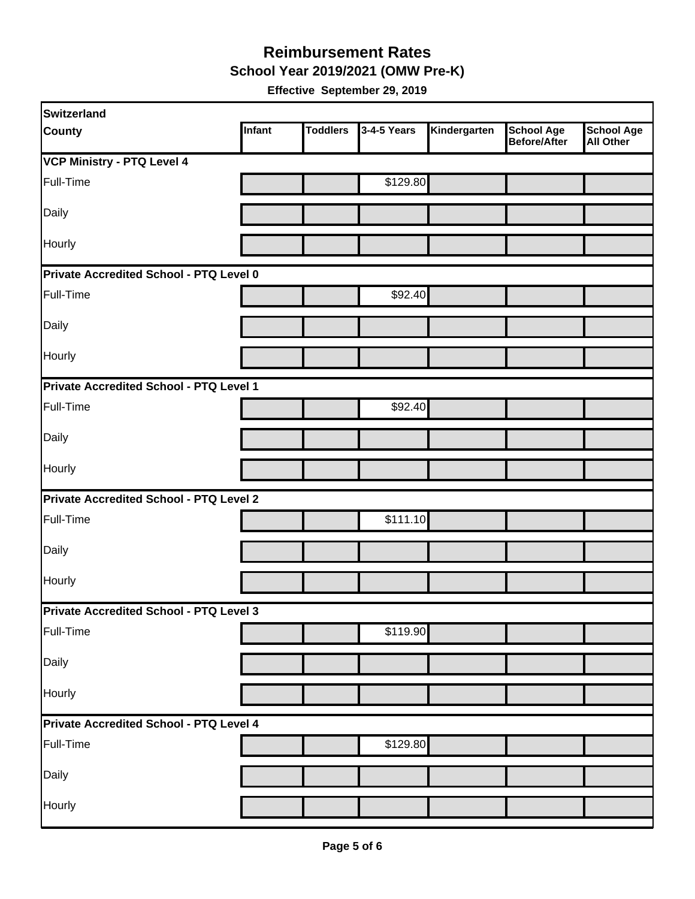# Reimbursement Rates

## School Year 2019/2021 (OMW Pre-K)

**Effective September 29, 2019**

| Switzerland County | Infant | Toddlers | 3-4-5 Years | Kindergarten | School Age Before/After | School Age All Other |
|---|---|---|---|---|---|---|
| **VCP Ministry - PTQ Level 4** | | | | | | |
| Full-Time | | | $129.80 | | | |
| Daily | | | | | | |
| Hourly | | | | | | |
| **Private Accredited School - PTQ Level 0** | | | | | | |
| Full-Time | | | $92.40 | | | |
| Daily | | | | | | |
| Hourly | | | | | | |
| **Private Accredited School - PTQ Level 1** | | | | | | |
| Full-Time | | | $92.40 | | | |
| Daily | | | | | | |
| Hourly | | | | | | |
| **Private Accredited School - PTQ Level 2** | | | | | | |
| Full-Time | | | $111.10 | | | |
| Daily | | | | | | |
| Hourly | | | | | | |
| **Private Accredited School - PTQ Level 3** | | | | | | |
| Full-Time | | | $119.90 | | | |
| Daily | | | | | | |
| Hourly | | | | | | |
| **Private Accredited School - PTQ Level 4** | | | | | | |
| Full-Time | | | $129.80 | | | |
| Daily | | | | | | |
| Hourly | | | | | | |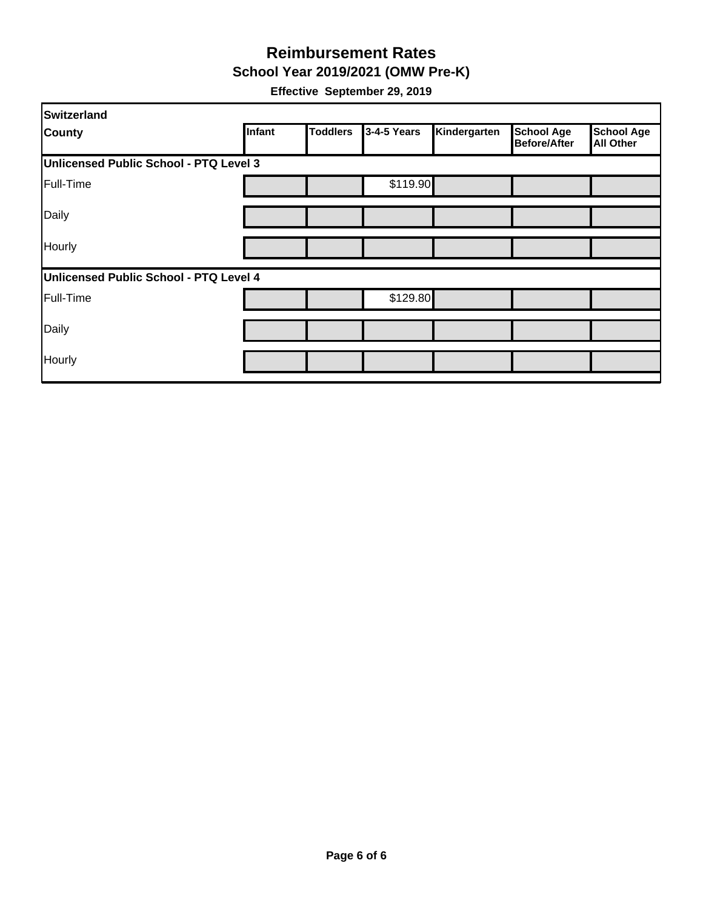# Reimbursement Rates

## School Year 2019/2021 (OMW Pre-K)

**Effective September 29, 2019**

| Switzerland County | Infant | Toddlers | 3-4-5 Years | Kindergarten | School Age Before/After | School Age All Other |
|---|---|---|---|---|---|---|
| **Unlicensed Public School - PTQ Level 3** | | | | | | |
| Full-Time | | | $119.90 | | | |
| Daily | | | | | | |
| Hourly | | | | | | |
| **Unlicensed Public School - PTQ Level 4** | | | | | | |
| Full-Time | | | $129.80 | | | |
| Daily | | | | | | |
| Hourly | | | | | | |